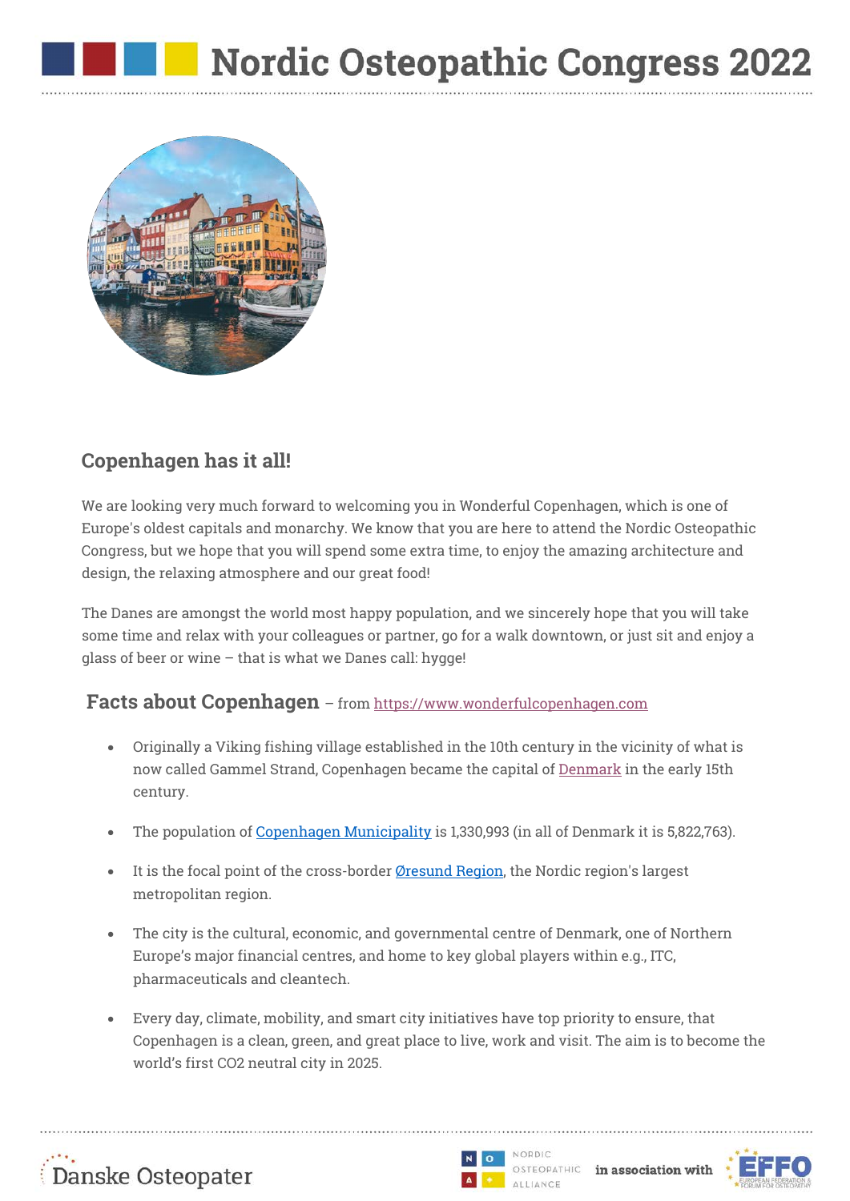# Nordic Osteopathic Congress 2022

## Copenhagen has it all!

We are looking very much forward to welcoming you in Wonderful Copenhagen, which is one of Europe's oldest capitals and monarchy. We know that you are here to attend the Nordic Osteopathic Congress, but we hope that you will spend some extra time, to enjoy the amazing architecture and design, the relaxing atmosphere and our great food!

The Danes are amongst the world most happy population, and we sincerely hope that you will take some time and relax with your colleagues or partner, go for a walk downtown, or just sit and enjoy a glass of beer or wine – that is what we Danes call: hygge!

## Facts about Copenhagen – from https://www.wonderfulcopenhagen.com

- Originally a Viking fishing village established in the 10th century in the vicinity of what is now called Gammel Strand, Copenhagen became the capital of Denmark in the early 15th century.
- The population of Copenhagen Municipality is 1,330,993 (in all of Denmark it is 5,822,763).
- It is the focal point of the cross-border Øresund Region, the Nordic region's largest metropolitan region.
- The city is the cultural, economic, and governmental centre of Denmark, one of Northern Europe's major financial centres, and home to key global players within e.g., ITC, pharmaceuticals and cleantech.
- Every day, climate, mobility, and smart city initiatives have top priority to ensure, that Copenhagen is a clean, green, and great place to live, work and visit. The aim is to become the world's first $CO_2$ neutral city in 2025.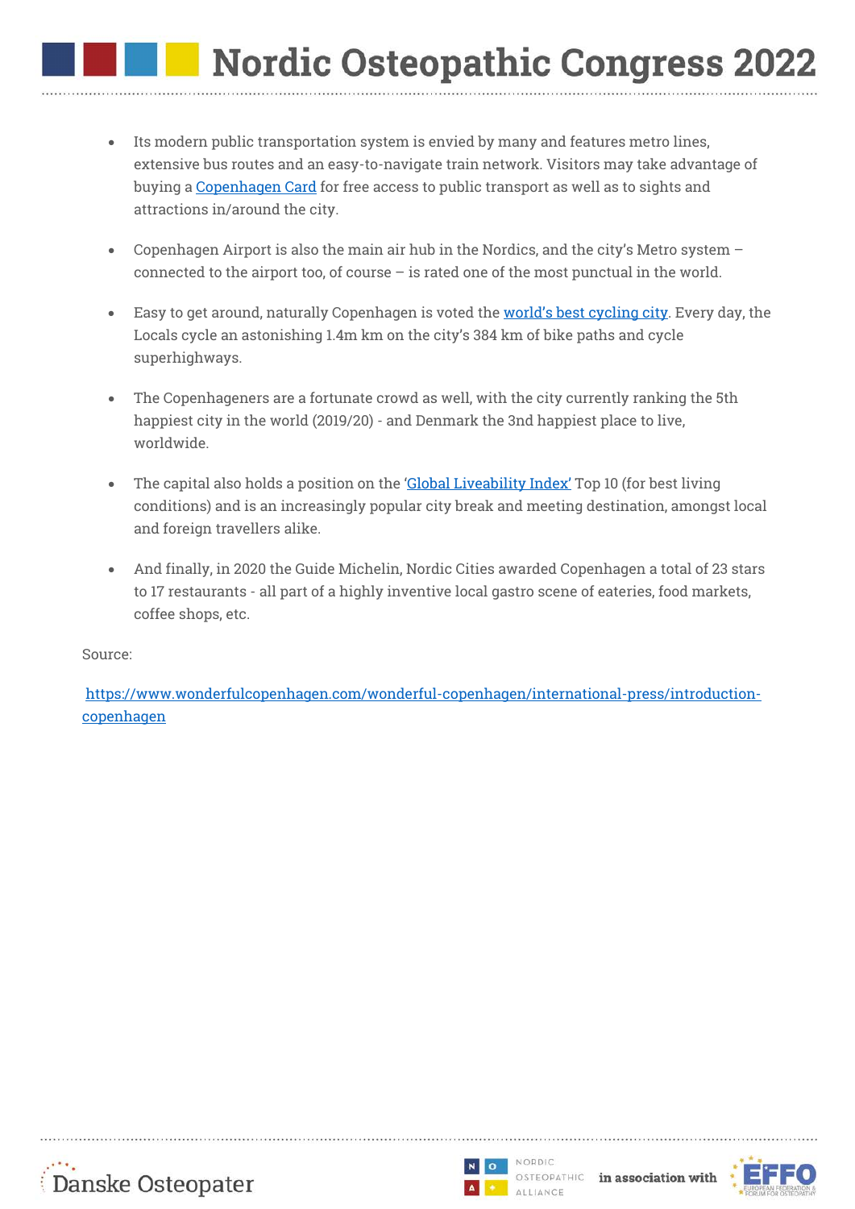- Its modern public transportation system is envied by many and features metro lines, extensive bus routes and an easy-to-navigate train network. Visitors may take advantage of buying a Copenhagen Card for free access to public transport as well as to sights and attractions in/around the city.

- Copenhagen Airport is also the main air hub in the Nordics, and the city's Metro system – connected to the airport too, of course – is rated one of the most punctual in the world.

- Easy to get around, naturally Copenhagen is voted the world's best cycling city. Every day, the Locals cycle an astonishing 1.4m km on the city's 384 km of bike paths and cycle superhighways.

- The Copenhageners are a fortunate crowd as well, with the city currently ranking the 5th happiest city in the world (2019/20) - and Denmark the 3nd happiest place to live, worldwide.

- The capital also holds a position on the 'Global Liveability Index' Top 10 (for best living conditions) and is an increasingly popular city break and meeting destination, amongst local and foreign travellers alike.

- And finally, in 2020 the Guide Michelin, Nordic Cities awarded Copenhagen a total of 23 stars to 17 restaurants - all part of a highly inventive local gastro scene of eateries, food markets, coffee shops, etc.

Source:

https://www.wonderfulcopenhagen.com/wonderful-copenhagen/international-press/introduction-copenhagen